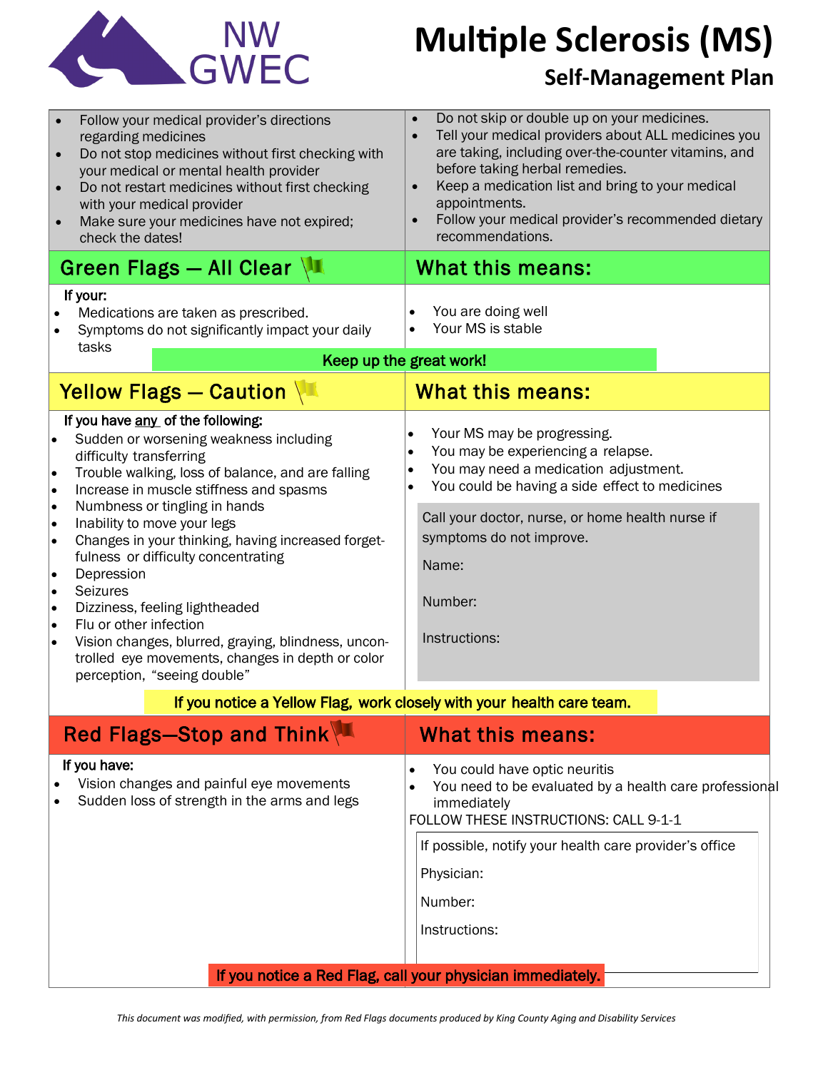NW GWEC

# Multiple Sclerosis (MS)

## Self-Management Plan

- Follow your medical provider's directions regarding medicines
- Do not stop medicines without first checking with your medical or mental health provider
- Do not restart medicines without first checking with your medical provider
- Make sure your medicines have not expired; check the dates!
- Do not skip or double up on your medicines.
- Tell your medical providers about ALL medicines you are taking, including over-the-counter vitamins, and before taking herbal remedies.
- Keep a medication list and bring to your medical appointments.
- Follow your medical provider's recommended dietary recommendations.

## Green Flags — All Clear

**If your:**

- Medications are taken as prescribed.
- Symptoms do not significantly impact your daily tasks

### What this means:

- You are doing well
- Your MS is stable

**Keep up the great work!**

## Yellow Flags — Caution

**If you have any of the following:**

- Sudden or worsening weakness including difficulty transferring
- Trouble walking, loss of balance, and are falling
- Increase in muscle stiffness and spasms
- Numbness or tingling in hands
- Inability to move your legs
- Changes in your thinking, having increased forgetfulness or difficulty concentrating
- Depression
- Seizures
- Dizziness, feeling lightheaded
- Flu or other infection
- Vision changes, blurred, graying, blindness, uncontrolled eye movements, changes in depth or color perception, "seeing double"

### What this means:

- Your MS may be progressing.
- You may be experiencing a relapse.
- You may need a medication adjustment.
- You could be having a side effect to medicines

Call your doctor, nurse, or home health nurse if symptoms do not improve.

Name:

Number:

Instructions:

**If you notice a Yellow Flag, work closely with your health care team.**

## Red Flags—Stop and Think

**If you have:**

- Vision changes and painful eye movements
- Sudden loss of strength in the arms and legs

### What this means:

- You could have optic neuritis
- You need to be evaluated by a health care professional immediately

FOLLOW THESE INSTRUCTIONS: CALL 9-1-1

If possible, notify your health care provider's office

Physician:

Number:

Instructions:

**If you notice a Red Flag, call your physician immediately.**

*This document was modified, with permission, from Red Flags documents produced by King County Aging and Disability Services*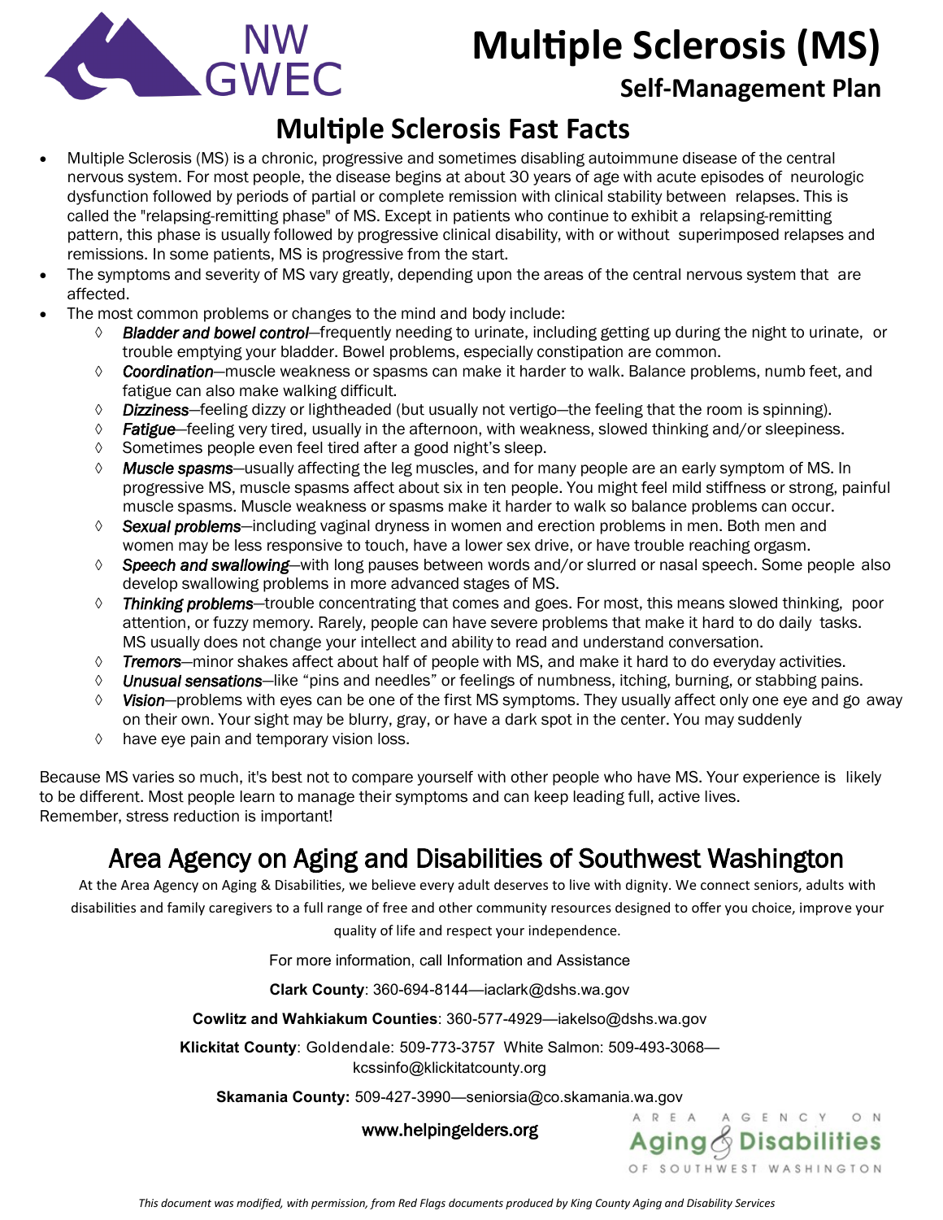# Multiple Sclerosis (MS)

## Self-Management Plan

## Multiple Sclerosis Fast Facts

- Multiple Sclerosis (MS) is a chronic, progressive and sometimes disabling autoimmune disease of the central nervous system. For most people, the disease begins at about 30 years of age with acute episodes of neurologic dysfunction followed by periods of partial or complete remission with clinical stability between relapses. This is called the "relapsing-remitting phase" of MS. Except in patients who continue to exhibit a relapsing-remitting pattern, this phase is usually followed by progressive clinical disability, with or without superimposed relapses and remissions. In some patients, MS is progressive from the start.
- The symptoms and severity of MS vary greatly, depending upon the areas of the central nervous system that are affected.
- The most common problems or changes to the mind and body include:
  - ***Bladder and bowel control***—frequently needing to urinate, including getting up during the night to urinate, or trouble emptying your bladder. Bowel problems, especially constipation are common.
  - ***Coordination***—muscle weakness or spasms can make it harder to walk. Balance problems, numb feet, and fatigue can also make walking difficult.
  - ***Dizziness***—feeling dizzy or lightheaded (but usually not vertigo—the feeling that the room is spinning).
  - ***Fatigue***—feeling very tired, usually in the afternoon, with weakness, slowed thinking and/or sleepiness.
  - Sometimes people even feel tired after a good night's sleep.
  - ***Muscle spasms***—usually affecting the leg muscles, and for many people are an early symptom of MS. In progressive MS, muscle spasms affect about six in ten people. You might feel mild stiffness or strong, painful muscle spasms. Muscle weakness or spasms make it harder to walk so balance problems can occur.
  - ***Sexual problems***—including vaginal dryness in women and erection problems in men. Both men and women may be less responsive to touch, have a lower sex drive, or have trouble reaching orgasm.
  - ***Speech and swallowing***—with long pauses between words and/or slurred or nasal speech. Some people also develop swallowing problems in more advanced stages of MS.
  - ***Thinking problems***—trouble concentrating that comes and goes. For most, this means slowed thinking, poor attention, or fuzzy memory. Rarely, people can have severe problems that make it hard to do daily tasks. MS usually does not change your intellect and ability to read and understand conversation.
  - ***Tremors***—minor shakes affect about half of people with MS, and make it hard to do everyday activities.
  - ***Unusual sensations***—like "pins and needles" or feelings of numbness, itching, burning, or stabbing pains.
  - ***Vision***—problems with eyes can be one of the first MS symptoms. They usually affect only one eye and go away on their own. Your sight may be blurry, gray, or have a dark spot in the center. You may suddenly
  - have eye pain and temporary vision loss.

Because MS varies so much, it's best not to compare yourself with other people who have MS. Your experience is likely to be different. Most people learn to manage their symptoms and can keep leading full, active lives.
Remember, stress reduction is important!

## Area Agency on Aging and Disabilities of Southwest Washington

At the Area Agency on Aging & Disabilities, we believe every adult deserves to live with dignity. We connect seniors, adults with disabilities and family caregivers to a full range of free and other community resources designed to offer you choice, improve your quality of life and respect your independence.

For more information, call Information and Assistance

**Clark County**: 360-694-8144—iaclark@dshs.wa.gov

**Cowlitz and Wahkiakum Counties**: 360-577-4929—iakelso@dshs.wa.gov

**Klickitat County**: Goldendale: 509-773-3757 White Salmon: 509-493-3068—kcssinfo@klickitatcounty.org

**Skamania County:** 509-427-3990—seniorsia@co.skamania.wa.gov

www.helpingelders.org

*This document was modified, with permission, from Red Flags documents produced by King County Aging and Disability Services*